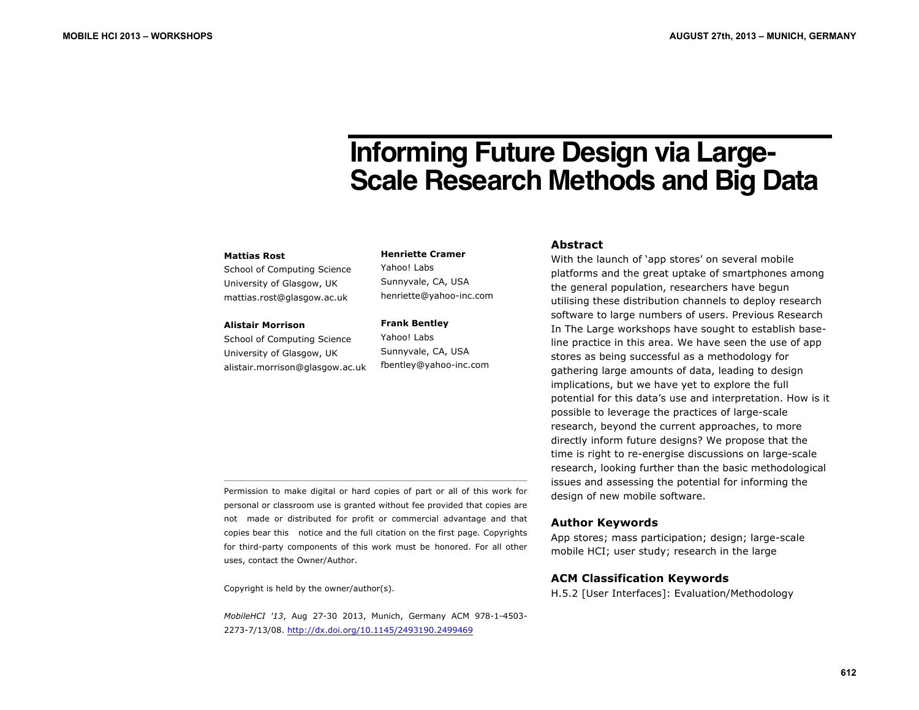# Informing Future Design via Large-Scale Research Methods and Big Data

**Mattias Rost**
School of Computing Science
University of Glasgow, UK
mattias.rost@glasgow.ac.uk

**Alistair Morrison**
School of Computing Science
University of Glasgow, UK
alistair.morrison@glasgow.ac.uk

**Henriette Cramer**
Yahoo! Labs
Sunnyvale, CA, USA
henriette@yahoo-inc.com

**Frank Bentley**
Yahoo! Labs
Sunnyvale, CA, USA
fbentley@yahoo-inc.com

Permission to make digital or hard copies of part or all of this work for personal or classroom use is granted without fee provided that copies are not made or distributed for profit or commercial advantage and that copies bear this notice and the full citation on the first page. Copyrights for third-party components of this work must be honored. For all other uses, contact the Owner/Author.

Copyright is held by the owner/author(s).

*MobileHCI '13*, Aug 27-30 2013, Munich, Germany ACM 978-1-4503-2273-7/13/08. http://dx.doi.org/10.1145/2493190.2499469

## Abstract

With the launch of 'app stores' on several mobile platforms and the great uptake of smartphones among the general population, researchers have begun utilising these distribution channels to deploy research software to large numbers of users. Previous Research In The Large workshops have sought to establish base-line practice in this area. We have seen the use of app stores as being successful as a methodology for gathering large amounts of data, leading to design implications, but we have yet to explore the full potential for this data's use and interpretation. How is it possible to leverage the practices of large-scale research, beyond the current approaches, to more directly inform future designs? We propose that the time is right to re-energise discussions on large-scale research, looking further than the basic methodological issues and assessing the potential for informing the design of new mobile software.

## Author Keywords

App stores; mass participation; design; large-scale mobile HCI; user study; research in the large

## ACM Classification Keywords

H.5.2 [User Interfaces]: Evaluation/Methodology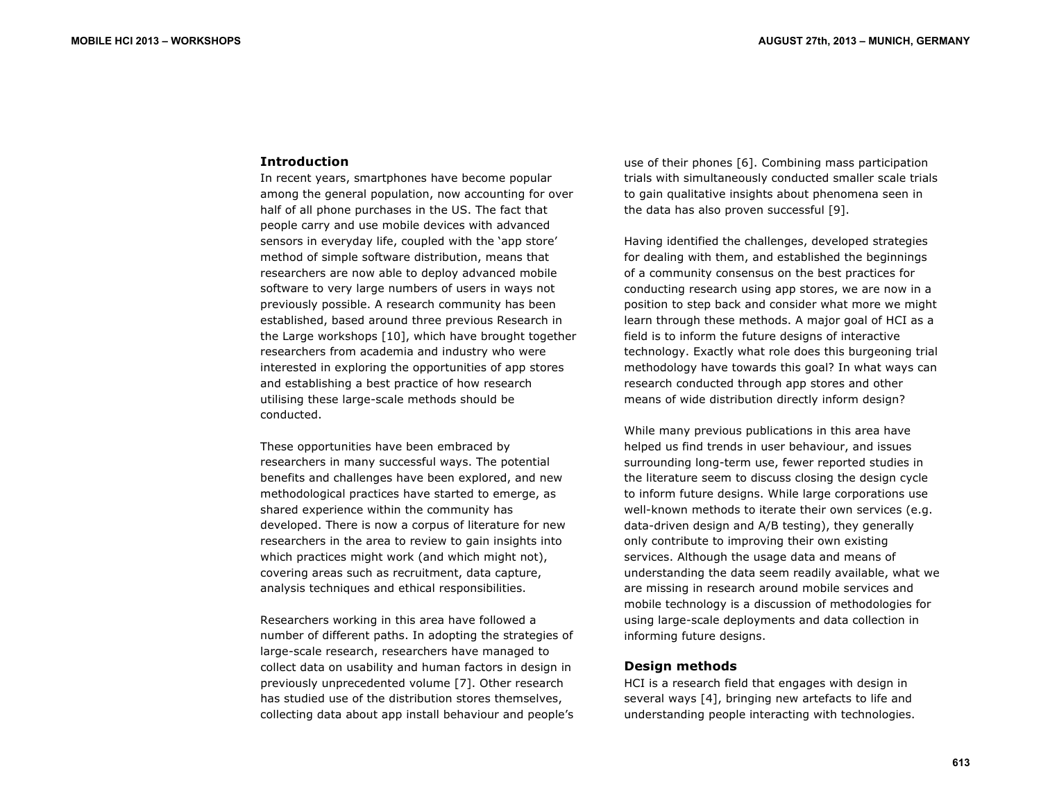## Introduction

In recent years, smartphones have become popular among the general population, now accounting for over half of all phone purchases in the US. The fact that people carry and use mobile devices with advanced sensors in everyday life, coupled with the 'app store' method of simple software distribution, means that researchers are now able to deploy advanced mobile software to very large numbers of users in ways not previously possible. A research community has been established, based around three previous Research in the Large workshops [10], which have brought together researchers from academia and industry who were interested in exploring the opportunities of app stores and establishing a best practice of how research utilising these large-scale methods should be conducted.

These opportunities have been embraced by researchers in many successful ways. The potential benefits and challenges have been explored, and new methodological practices have started to emerge, as shared experience within the community has developed. There is now a corpus of literature for new researchers in the area to review to gain insights into which practices might work (and which might not), covering areas such as recruitment, data capture, analysis techniques and ethical responsibilities.

Researchers working in this area have followed a number of different paths. In adopting the strategies of large-scale research, researchers have managed to collect data on usability and human factors in design in previously unprecedented volume [7]. Other research has studied use of the distribution stores themselves, collecting data about app install behaviour and people's use of their phones [6]. Combining mass participation trials with simultaneously conducted smaller scale trials to gain qualitative insights about phenomena seen in the data has also proven successful [9].

Having identified the challenges, developed strategies for dealing with them, and established the beginnings of a community consensus on the best practices for conducting research using app stores, we are now in a position to step back and consider what more we might learn through these methods. A major goal of HCI as a field is to inform the future designs of interactive technology. Exactly what role does this burgeoning trial methodology have towards this goal? In what ways can research conducted through app stores and other means of wide distribution directly inform design?

While many previous publications in this area have helped us find trends in user behaviour, and issues surrounding long-term use, fewer reported studies in the literature seem to discuss closing the design cycle to inform future designs. While large corporations use well-known methods to iterate their own services (e.g. data-driven design and A/B testing), they generally only contribute to improving their own existing services. Although the usage data and means of understanding the data seem readily available, what we are missing in research around mobile services and mobile technology is a discussion of methodologies for using large-scale deployments and data collection in informing future designs.

## Design methods

HCI is a research field that engages with design in several ways [4], bringing new artefacts to life and understanding people interacting with technologies.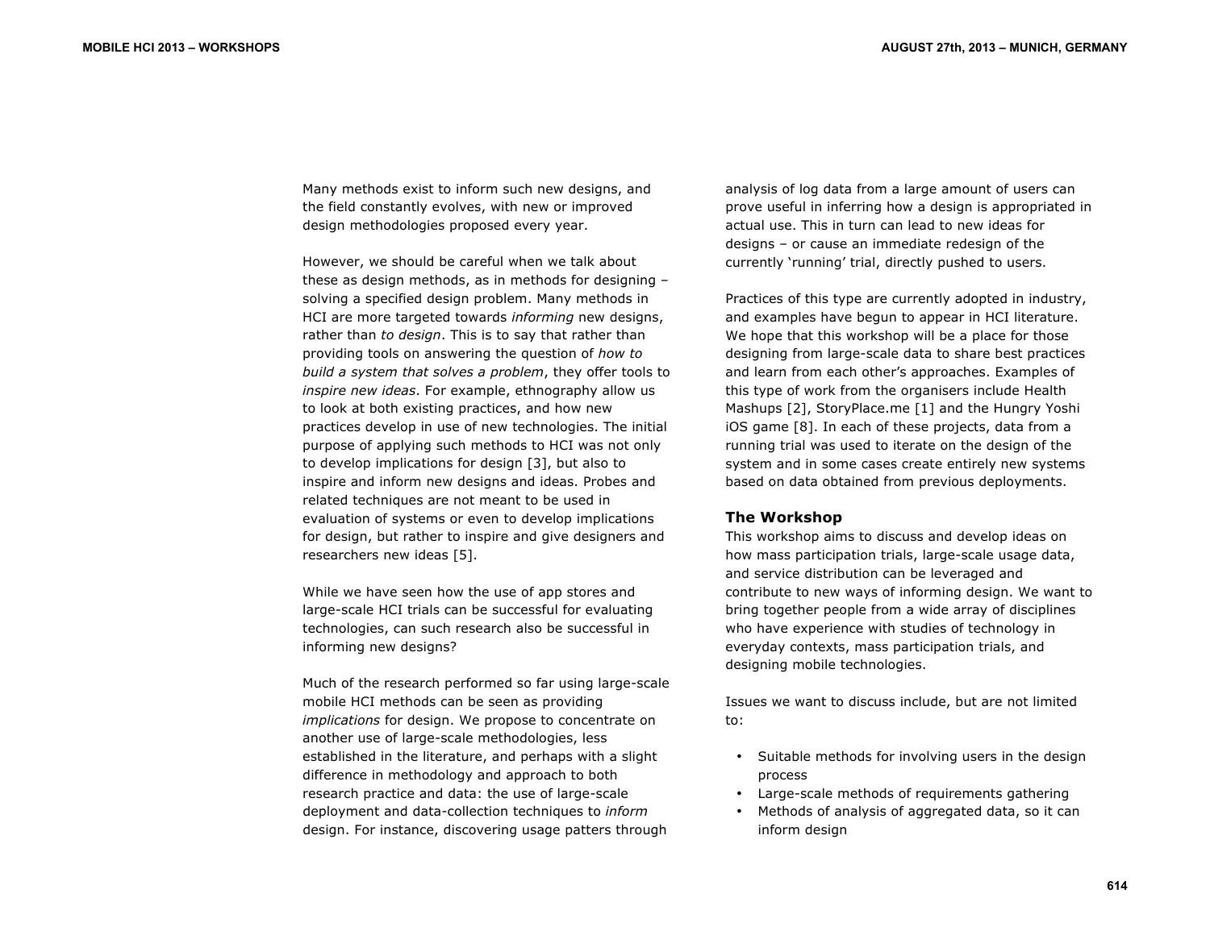Many methods exist to inform such new designs, and the field constantly evolves, with new or improved design methodologies proposed every year.

However, we should be careful when we talk about these as design methods, as in methods for designing – solving a specified design problem. Many methods in HCI are more targeted towards *informing* new designs, rather than *to design*. This is to say that rather than providing tools on answering the question of *how to build a system that solves a problem*, they offer tools to *inspire new ideas*. For example, ethnography allow us to look at both existing practices, and how new practices develop in use of new technologies. The initial purpose of applying such methods to HCI was not only to develop implications for design [3], but also to inspire and inform new designs and ideas. Probes and related techniques are not meant to be used in evaluation of systems or even to develop implications for design, but rather to inspire and give designers and researchers new ideas [5].

While we have seen how the use of app stores and large-scale HCI trials can be successful for evaluating technologies, can such research also be successful in informing new designs?

Much of the research performed so far using large-scale mobile HCI methods can be seen as providing *implications* for design. We propose to concentrate on another use of large-scale methodologies, less established in the literature, and perhaps with a slight difference in methodology and approach to both research practice and data: the use of large-scale deployment and data-collection techniques to *inform* design. For instance, discovering usage patters through analysis of log data from a large amount of users can prove useful in inferring how a design is appropriated in actual use. This in turn can lead to new ideas for designs – or cause an immediate redesign of the currently 'running' trial, directly pushed to users.

Practices of this type are currently adopted in industry, and examples have begun to appear in HCI literature. We hope that this workshop will be a place for those designing from large-scale data to share best practices and learn from each other's approaches. Examples of this type of work from the organisers include Health Mashups [2], StoryPlace.me [1] and the Hungry Yoshi iOS game [8]. In each of these projects, data from a running trial was used to iterate on the design of the system and in some cases create entirely new systems based on data obtained from previous deployments.

## The Workshop

This workshop aims to discuss and develop ideas on how mass participation trials, large-scale usage data, and service distribution can be leveraged and contribute to new ways of informing design. We want to bring together people from a wide array of disciplines who have experience with studies of technology in everyday contexts, mass participation trials, and designing mobile technologies.

Issues we want to discuss include, but are not limited to:

- Suitable methods for involving users in the design process
- Large-scale methods of requirements gathering
- Methods of analysis of aggregated data, so it can inform design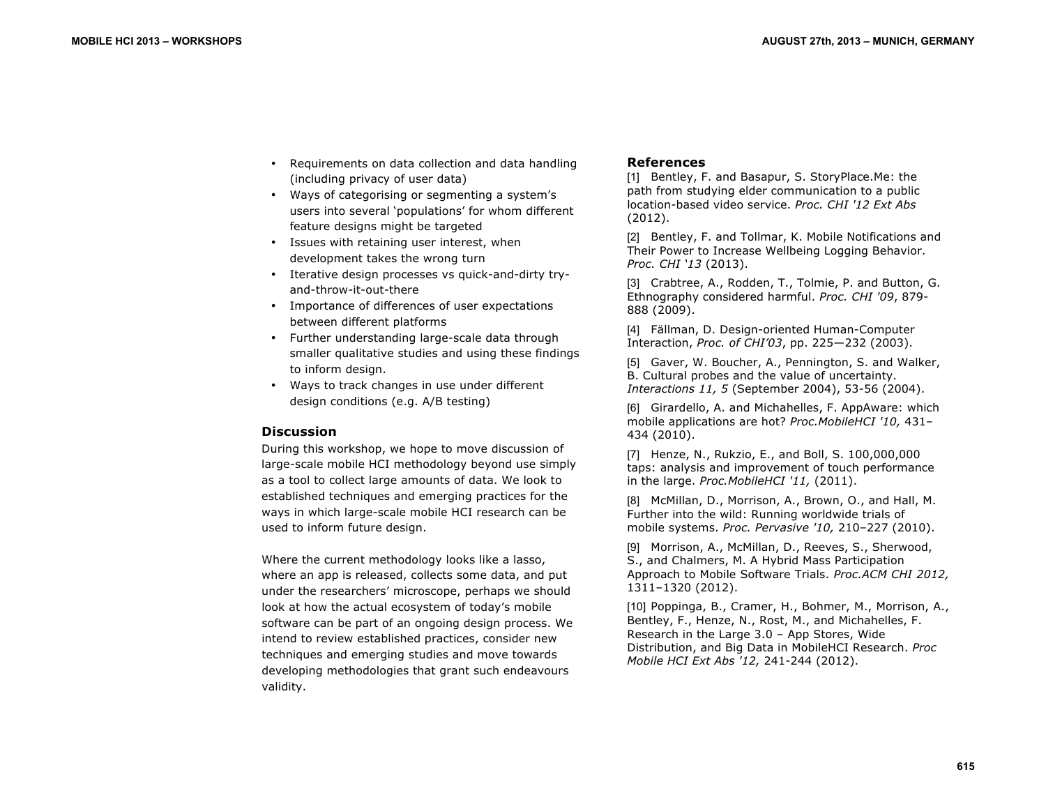- Requirements on data collection and data handling (including privacy of user data)
- Ways of categorising or segmenting a system's users into several 'populations' for whom different feature designs might be targeted
- Issues with retaining user interest, when development takes the wrong turn
- Iterative design processes vs quick-and-dirty try-and-throw-it-out-there
- Importance of differences of user expectations between different platforms
- Further understanding large-scale data through smaller qualitative studies and using these findings to inform design.
- Ways to track changes in use under different design conditions (e.g. A/B testing)

## Discussion

During this workshop, we hope to move discussion of large-scale mobile HCI methodology beyond use simply as a tool to collect large amounts of data. We look to established techniques and emerging practices for the ways in which large-scale mobile HCI research can be used to inform future design.

Where the current methodology looks like a lasso, where an app is released, collects some data, and put under the researchers' microscope, perhaps we should look at how the actual ecosystem of today's mobile software can be part of an ongoing design process. We intend to review established practices, consider new techniques and emerging studies and move towards developing methodologies that grant such endeavours validity.

## References

[1] Bentley, F. and Basapur, S. StoryPlace.Me: the path from studying elder communication to a public location-based video service. *Proc. CHI '12 Ext Abs* (2012).

[2] Bentley, F. and Tollmar, K. Mobile Notifications and Their Power to Increase Wellbeing Logging Behavior. *Proc. CHI '13* (2013).

[3] Crabtree, A., Rodden, T., Tolmie, P. and Button, G. Ethnography considered harmful. *Proc. CHI '09*, 879-888 (2009).

[4] Fällman, D. Design-oriented Human-Computer Interaction, *Proc. of CHI'03*, pp. 225—232 (2003).

[5] Gaver, W. Boucher, A., Pennington, S. and Walker, B. Cultural probes and the value of uncertainty. *Interactions 11, 5* (September 2004), 53-56 (2004).

[6] Girardello, A. and Michahelles, F. AppAware: which mobile applications are hot? *Proc.MobileHCI '10,* 431–434 (2010).

[7] Henze, N., Rukzio, E., and Boll, S. 100,000,000 taps: analysis and improvement of touch performance in the large. *Proc.MobileHCI '11,* (2011).

[8] McMillan, D., Morrison, A., Brown, O., and Hall, M. Further into the wild: Running worldwide trials of mobile systems. *Proc. Pervasive '10,* 210–227 (2010).

[9] Morrison, A., McMillan, D., Reeves, S., Sherwood, S., and Chalmers, M. A Hybrid Mass Participation Approach to Mobile Software Trials. *Proc.ACM CHI 2012,* 1311–1320 (2012).

[10] Poppinga, B., Cramer, H., Bohmer, M., Morrison, A., Bentley, F., Henze, N., Rost, M., and Michahelles, F. Research in the Large 3.0 – App Stores, Wide Distribution, and Big Data in MobileHCI Research. *Proc Mobile HCI Ext Abs '12,* 241-244 (2012).